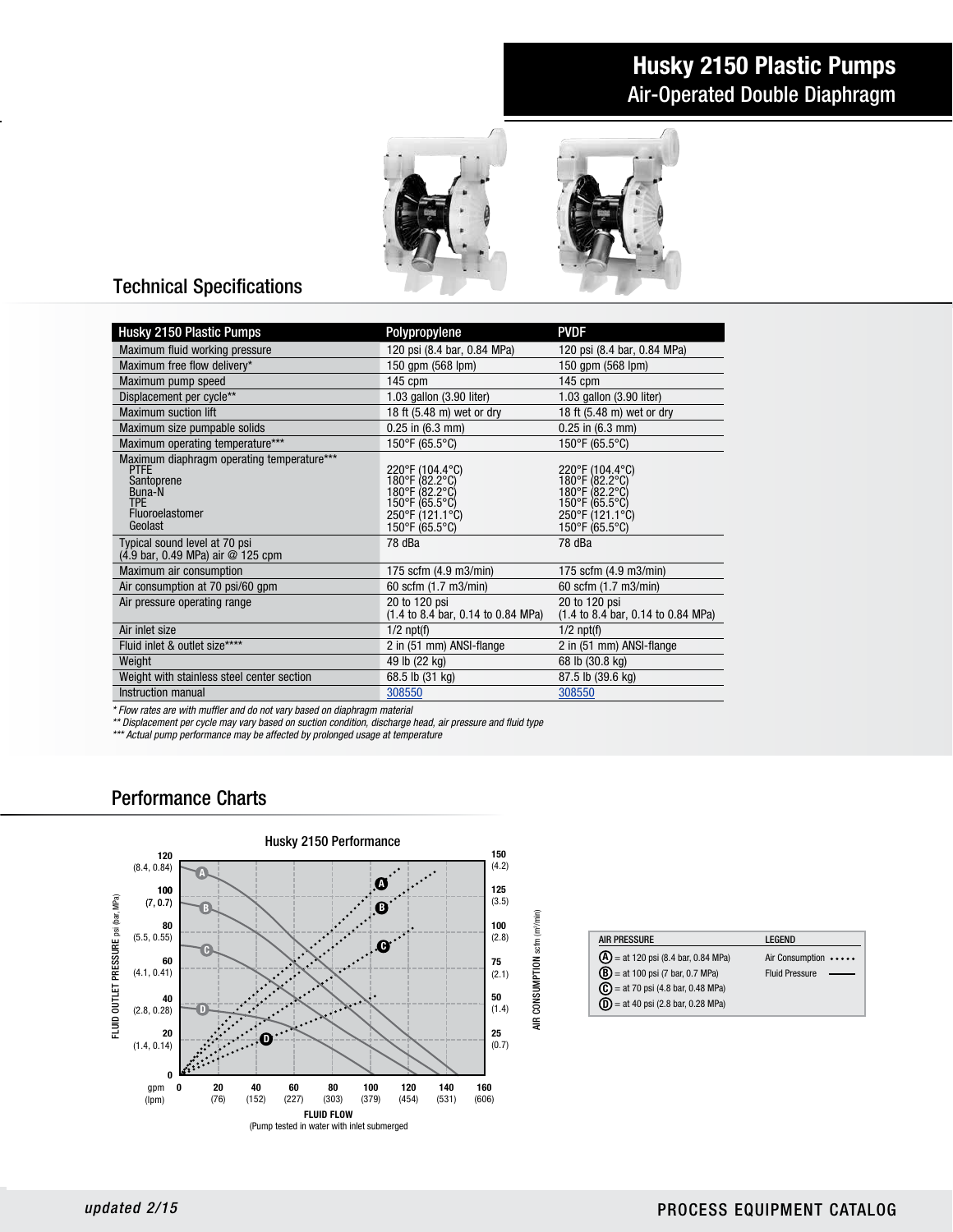# Husky 2150 Plastic Pumps

## Air-Operated Double Diaphragm

## Technical Specifications

| Husky 2150 Plastic Pumps | Polypropylene | PVDF |
|---|---|---|
| Maximum fluid working pressure | 120 psi (8.4 bar, 0.84 MPa) | 120 psi (8.4 bar, 0.84 MPa) |
| Maximum free flow delivery* | 150 gpm (568 lpm) | 150 gpm (568 lpm) |
| Maximum pump speed | 145 cpm | 145 cpm |
| Displacement per cycle** | 1.03 gallon (3.90 liter) | 1.03 gallon (3.90 liter) |
| Maximum suction lift | 18 ft (5.48 m) wet or dry | 18 ft (5.48 m) wet or dry |
| Maximum size pumpable solids | 0.25 in (6.3 mm) | 0.25 in (6.3 mm) |
| Maximum operating temperature*** | 150°F (65.5°C) | 150°F (65.5°C) |
| Maximum diaphragm operating temperature*** | | |
| PTFE | 220°F (104.4°C) | 220°F (104.4°C) |
| Santoprene | 180°F (82.2°C) | 180°F (82.2°C) |
| Buna-N | 180°F (82.2°C) | 180°F (82.2°C) |
| TPE | 150°F (65.5°C) | 150°F (65.5°C) |
| Fluoroelastomer | 250°F (121.1°C) | 250°F (121.1°C) |
| Geolast | 150°F (65.5°C) | 150°F (65.5°C) |
| Typical sound level at 70 psi (4.9 bar, 0.49 MPa) air @ 125 cpm | 78 dBa | 78 dBa |
| Maximum air consumption | 175 scfm (4.9 m3/min) | 175 scfm (4.9 m3/min) |
| Air consumption at 70 psi/60 gpm | 60 scfm (1.7 m3/min) | 60 scfm (1.7 m3/min) |
| Air pressure operating range | 20 to 120 psi (1.4 to 8.4 bar, 0.14 to 0.84 MPa) | 20 to 120 psi (1.4 to 8.4 bar, 0.14 to 0.84 MPa) |
| Air inlet size | 1/2 npt(f) | 1/2 npt(f) |
| Fluid inlet & outlet size**** | 2 in (51 mm) ANSI-flange | 2 in (51 mm) ANSI-flange |
| Weight | 49 lb (22 kg) | 68 lb (30.8 kg) |
| Weight with stainless steel center section | 68.5 lb (31 kg) | 87.5 lb (39.6 kg) |
| Instruction manual | 308550 | 308550 |

*\* Flow rates are with muffler and do not vary based on diaphragm material*

*\*\* Displacement per cycle may vary based on suction condition, discharge head, air pressure and fluid type*

*\*\*\* Actual pump performance may be affected by prolonged usage at temperature*

## Performance Charts

Husky 2150 Performance

FLUID OUTLET PRESSURE psi (bar, MPa): 0, 20 (1.4, 0.14), 40 (2.8, 0.28), 60 (4.1, 0.41), 80 (5.5, 0.55), 100 (7, 0.7), 120 (8.4, 0.84)

AIR CONSUMPTION scfm (m³/min): 25 (0.7), 50 (1.4), 75 (2.1), 100 (2.8), 125 (3.5), 150 (4.2)

FLUID FLOW gpm (lpm): 0, 20 (76), 40 (152), 60 (227), 80 (303), 100 (379), 120 (454), 140 (531), 160 (606)

(Pump tested in water with inlet submerged)

| AIR PRESSURE | LEGEND |
|---|---|
| (A) = at 120 psi (8.4 bar, 0.84 MPa) | Air Consumption ····· |
| (B) = at 100 psi (7 bar, 0.7 MPa) | Fluid Pressure ——— |
| (C) = at 70 psi (4.8 bar, 0.48 MPa) | |
| (D) = at 40 psi (2.8 bar, 0.28 MPa) | |

*updated 2/15*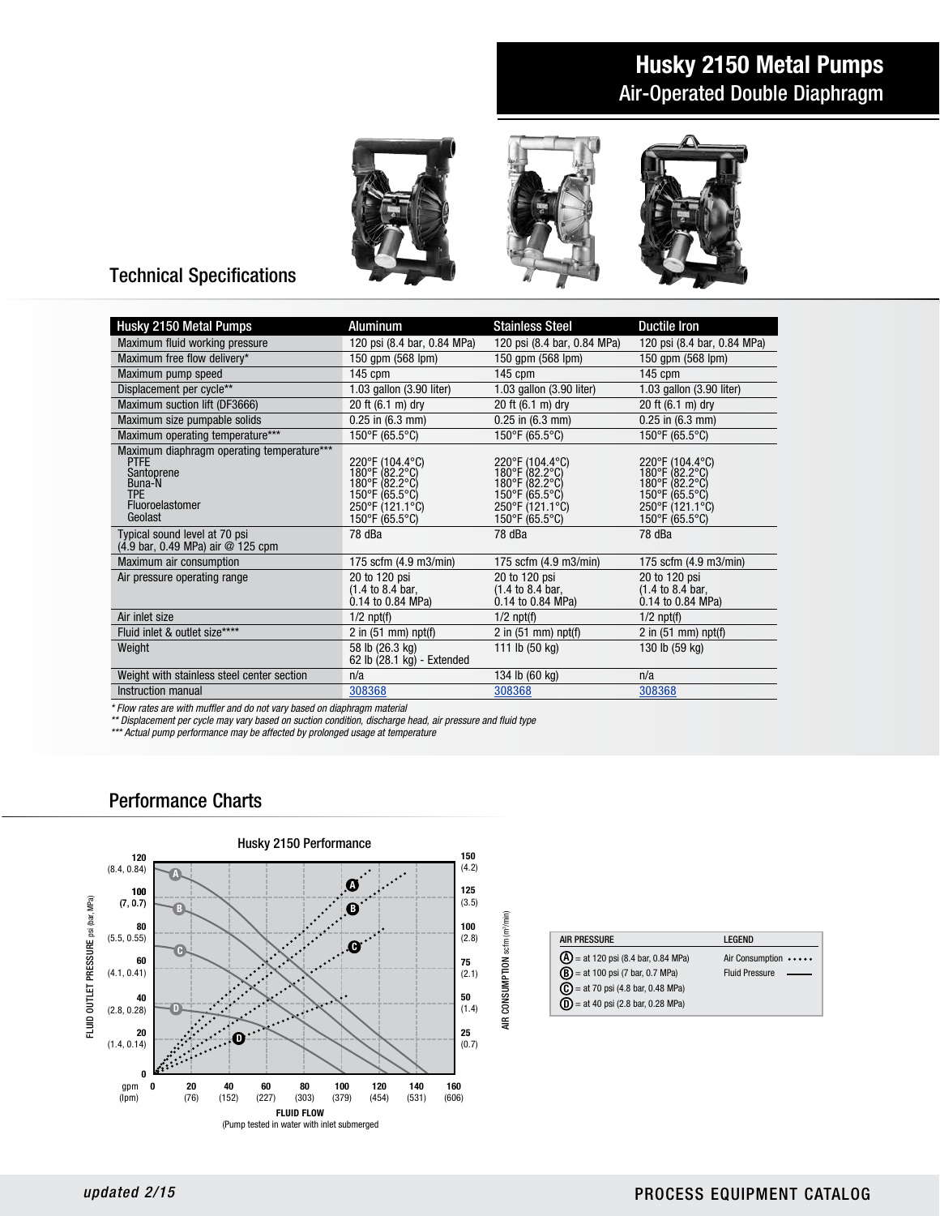# Husky 2150 Metal Pumps
## Air-Operated Double Diaphragm

## Technical Specifications

| Husky 2150 Metal Pumps | Aluminum | Stainless Steel | Ductile Iron |
|---|---|---|---|
| Maximum fluid working pressure | 120 psi (8.4 bar, 0.84 MPa) | 120 psi (8.4 bar, 0.84 MPa) | 120 psi (8.4 bar, 0.84 MPa) |
| Maximum free flow delivery* | 150 gpm (568 lpm) | 150 gpm (568 lpm) | 150 gpm (568 lpm) |
| Maximum pump speed | 145 cpm | 145 cpm | 145 cpm |
| Displacement per cycle** | 1.03 gallon (3.90 liter) | 1.03 gallon (3.90 liter) | 1.03 gallon (3.90 liter) |
| Maximum suction lift (DF3666) | 20 ft (6.1 m) dry | 20 ft (6.1 m) dry | 20 ft (6.1 m) dry |
| Maximum size pumpable solids | 0.25 in (6.3 mm) | 0.25 in (6.3 mm) | 0.25 in (6.3 mm) |
| Maximum operating temperature*** | 150°F (65.5°C) | 150°F (65.5°C) | 150°F (65.5°C) |
| Maximum diaphragm operating temperature***<br>PTFE<br>Santoprene<br>Buna-N<br>TPE<br>Fluoroelastomer<br>Geolast | <br>220°F (104.4°C)<br>180°F (82.2°C)<br>180°F (82.2°C)<br>150°F (65.5°C)<br>250°F (121.1°C)<br>150°F (65.5°C) | <br>220°F (104.4°C)<br>180°F (82.2°C)<br>180°F (82.2°C)<br>150°F (65.5°C)<br>250°F (121.1°C)<br>150°F (65.5°C) | <br>220°F (104.4°C)<br>180°F (82.2°C)<br>180°F (82.2°C)<br>150°F (65.5°C)<br>250°F (121.1°C)<br>150°F (65.5°C) |
| Typical sound level at 70 psi (4.9 bar, 0.49 MPa) air @ 125 cpm | 78 dBa | 78 dBa | 78 dBa |
| Maximum air consumption | 175 scfm (4.9 m3/min) | 175 scfm (4.9 m3/min) | 175 scfm (4.9 m3/min) |
| Air pressure operating range | 20 to 120 psi (1.4 to 8.4 bar, 0.14 to 0.84 MPa) | 20 to 120 psi (1.4 to 8.4 bar, 0.14 to 0.84 MPa) | 20 to 120 psi (1.4 to 8.4 bar, 0.14 to 0.84 MPa) |
| Air inlet size | 1/2 npt(f) | 1/2 npt(f) | 1/2 npt(f) |
| Fluid inlet & outlet size**** | 2 in (51 mm) npt(f) | 2 in (51 mm) npt(f) | 2 in (51 mm) npt(f) |
| Weight | 58 lb (26.3 kg)<br>62 lb (28.1 kg) - Extended | 111 lb (50 kg) | 130 lb (59 kg) |
| Weight with stainless steel center section | n/a | 134 lb (60 kg) | n/a |
| Instruction manual | 308368 | 308368 | 308368 |

*\* Flow rates are with muffler and do not vary based on diaphragm material*

*\*\* Displacement per cycle may vary based on suction condition, discharge head, air pressure and fluid type*

*\*\*\* Actual pump performance may be affected by prolonged usage at temperature*

## Performance Charts

Husky 2150 Performance

FLUID OUTLET PRESSURE psi (bar, MPa)

120 (8.4, 0.84)
100 (7, 0.7)
80 (5.5, 0.55)
60 (4.1, 0.41)
40 (2.8, 0.28)
20 (1.4, 0.14)
0

AIR CONSUMPTION scfm (m³/min)

150 (4.2)
125 (3.5)
100 (2.8)
75 (2.1)
50 (1.4)
25 (0.7)

gpm (lpm) 0, 20 (76), 40 (152), 60 (227), 80 (303), 100 (379), 120 (454), 140 (531), 160 (606)

FLUID FLOW
(Pump tested in water with inlet submerged)

| AIR PRESSURE | LEGEND |
|---|---|
| (A) = at 120 psi (8.4 bar, 0.84 MPa) | Air Consumption ····· |
| (B) = at 100 psi (7 bar, 0.7 MPa) | Fluid Pressure —— |
| (C) = at 70 psi (4.8 bar, 0.48 MPa) | |
| (D) = at 40 psi (2.8 bar, 0.28 MPa) | |

*updated 2/15*